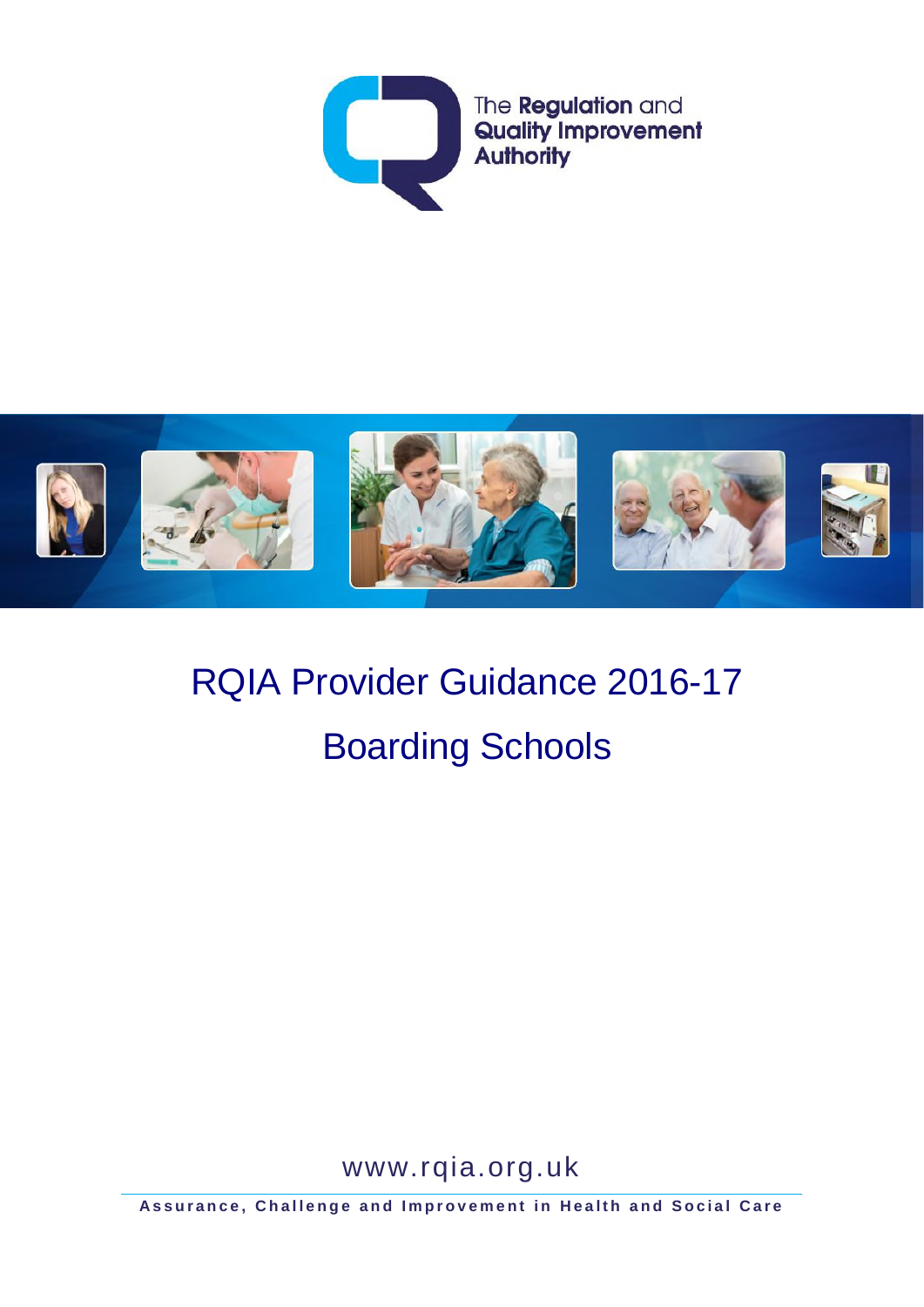The Regulation and Quality Improvement Authority

# RQIA Provider Guidance 2016-17

# Boarding Schools

www.rqia.org.uk

**Assurance, Challenge and Improvement in Health and Social Care**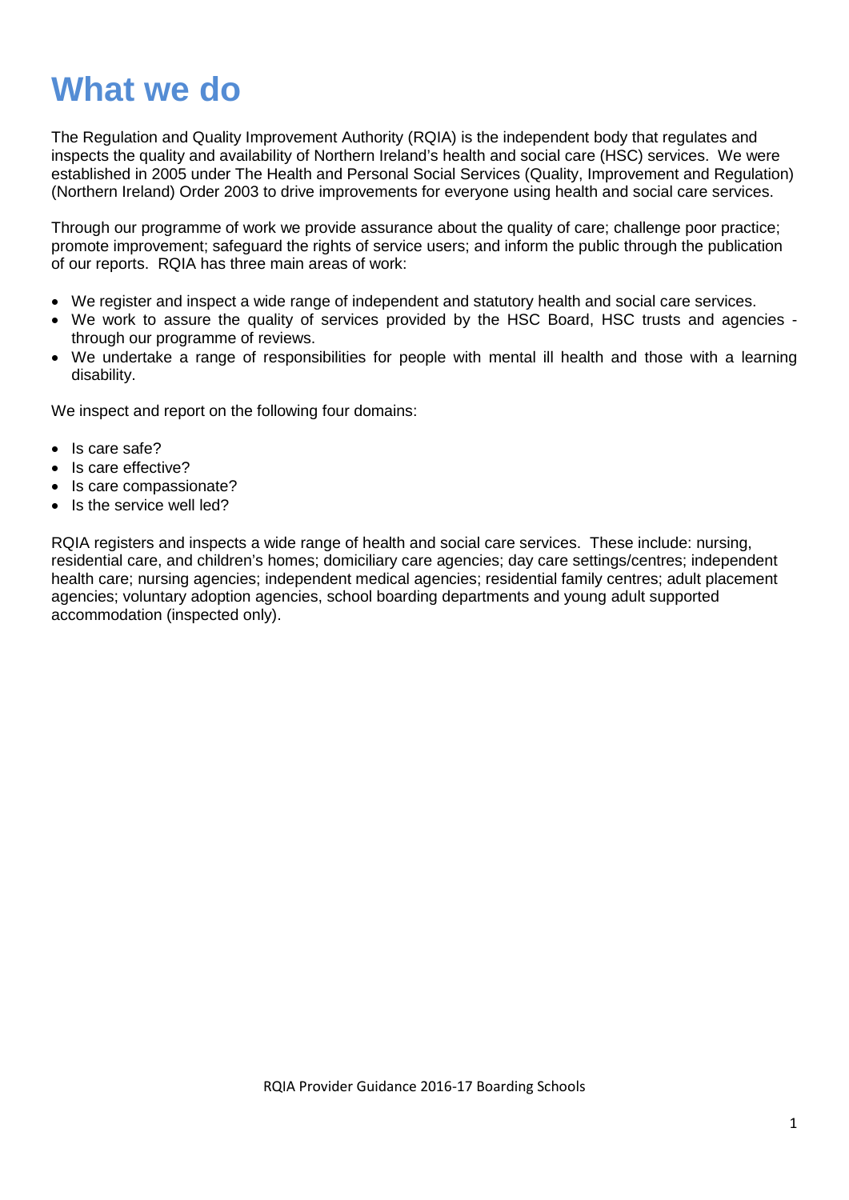# What we do

The Regulation and Quality Improvement Authority (RQIA) is the independent body that regulates and inspects the quality and availability of Northern Ireland's health and social care (HSC) services. We were established in 2005 under The Health and Personal Social Services (Quality, Improvement and Regulation) (Northern Ireland) Order 2003 to drive improvements for everyone using health and social care services.

Through our programme of work we provide assurance about the quality of care; challenge poor practice; promote improvement; safeguard the rights of service users; and inform the public through the publication of our reports. RQIA has three main areas of work:

- We register and inspect a wide range of independent and statutory health and social care services.
- We work to assure the quality of services provided by the HSC Board, HSC trusts and agencies - through our programme of reviews.
- We undertake a range of responsibilities for people with mental ill health and those with a learning disability.

We inspect and report on the following four domains:

- Is care safe?
- Is care effective?
- Is care compassionate?
- Is the service well led?

RQIA registers and inspects a wide range of health and social care services. These include: nursing, residential care, and children's homes; domiciliary care agencies; day care settings/centres; independent health care; nursing agencies; independent medical agencies; residential family centres; adult placement agencies; voluntary adoption agencies, school boarding departments and young adult supported accommodation (inspected only).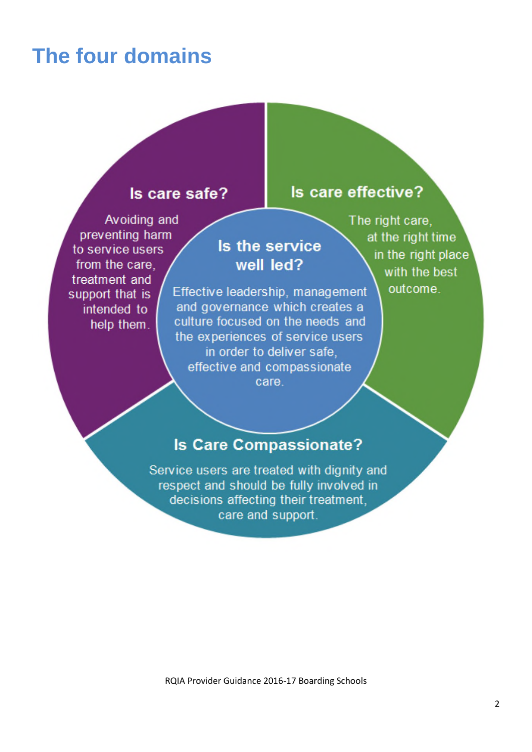# The four domains

### Is care safe?

Avoiding and preventing harm to service users from the care, treatment and support that is intended to help them.

### Is care effective?

The right care, at the right time in the right place with the best outcome.

### Is the service well led?

Effective leadership, management and governance which creates a culture focused on the needs and the experiences of service users in order to deliver safe, effective and compassionate care.

### Is Care Compassionate?

Service users are treated with dignity and respect and should be fully involved in decisions affecting their treatment, care and support.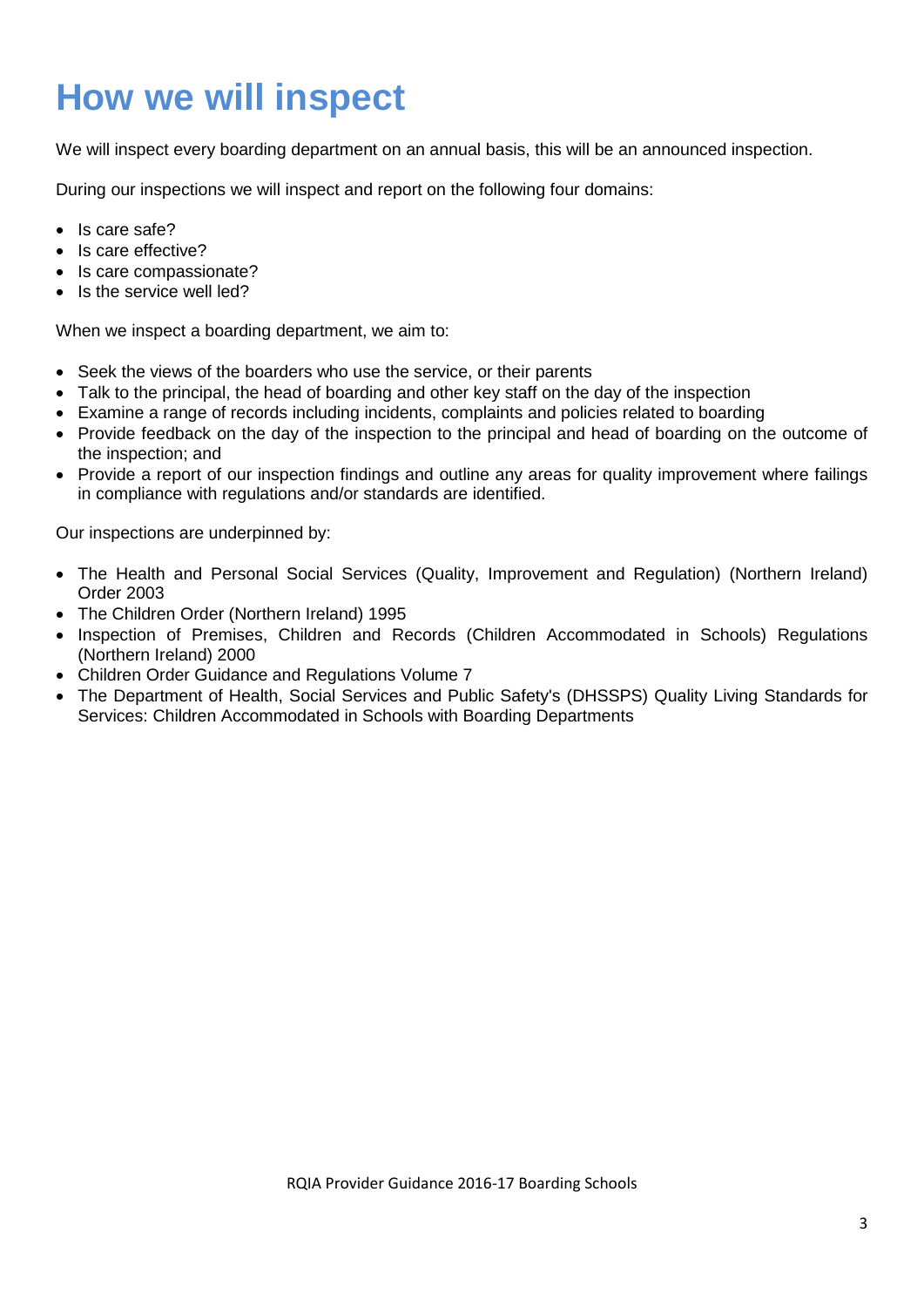# How we will inspect

We will inspect every boarding department on an annual basis, this will be an announced inspection.

During our inspections we will inspect and report on the following four domains:

- Is care safe?
- Is care effective?
- Is care compassionate?
- Is the service well led?

When we inspect a boarding department, we aim to:

- Seek the views of the boarders who use the service, or their parents
- Talk to the principal, the head of boarding and other key staff on the day of the inspection
- Examine a range of records including incidents, complaints and policies related to boarding
- Provide feedback on the day of the inspection to the principal and head of boarding on the outcome of the inspection; and
- Provide a report of our inspection findings and outline any areas for quality improvement where failings in compliance with regulations and/or standards are identified.

Our inspections are underpinned by:

- The Health and Personal Social Services (Quality, Improvement and Regulation) (Northern Ireland) Order 2003
- The Children Order (Northern Ireland) 1995
- Inspection of Premises, Children and Records (Children Accommodated in Schools) Regulations (Northern Ireland) 2000
- Children Order Guidance and Regulations Volume 7
- The Department of Health, Social Services and Public Safety's (DHSSPS) Quality Living Standards for Services: Children Accommodated in Schools with Boarding Departments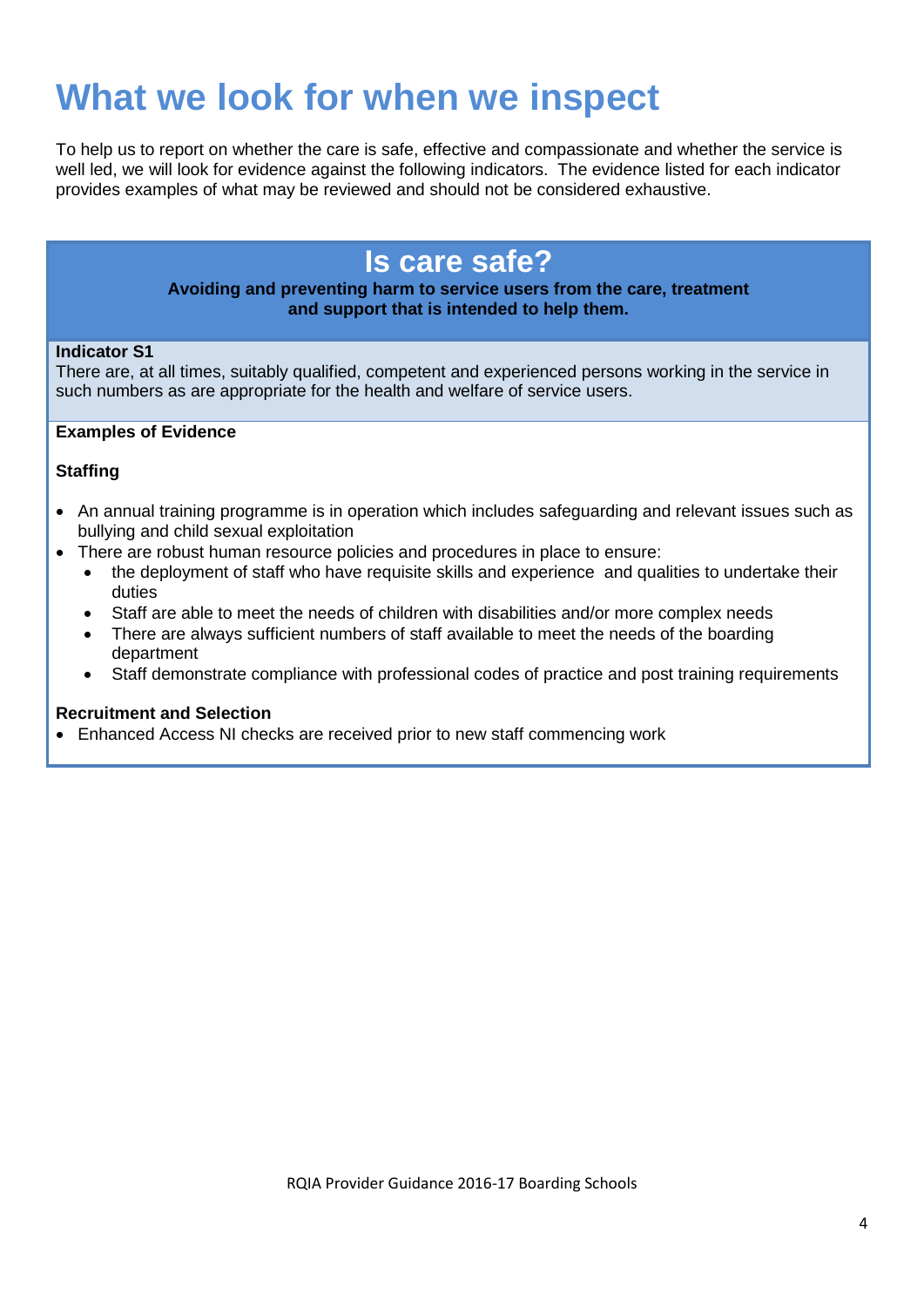# What we look for when we inspect

To help us to report on whether the care is safe, effective and compassionate and whether the service is well led, we will look for evidence against the following indicators. The evidence listed for each indicator provides examples of what may be reviewed and should not be considered exhaustive.

## Is care safe?

**Avoiding and preventing harm to service users from the care, treatment and support that is intended to help them.**

**Indicator S1**
There are, at all times, suitably qualified, competent and experienced persons working in the service in such numbers as are appropriate for the health and welfare of service users.

**Examples of Evidence**

**Staffing**

- An annual training programme is in operation which includes safeguarding and relevant issues such as bullying and child sexual exploitation
- There are robust human resource policies and procedures in place to ensure:
  - the deployment of staff who have requisite skills and experience and qualities to undertake their duties
  - Staff are able to meet the needs of children with disabilities and/or more complex needs
  - There are always sufficient numbers of staff available to meet the needs of the boarding department
  - Staff demonstrate compliance with professional codes of practice and post training requirements

**Recruitment and Selection**

- Enhanced Access NI checks are received prior to new staff commencing work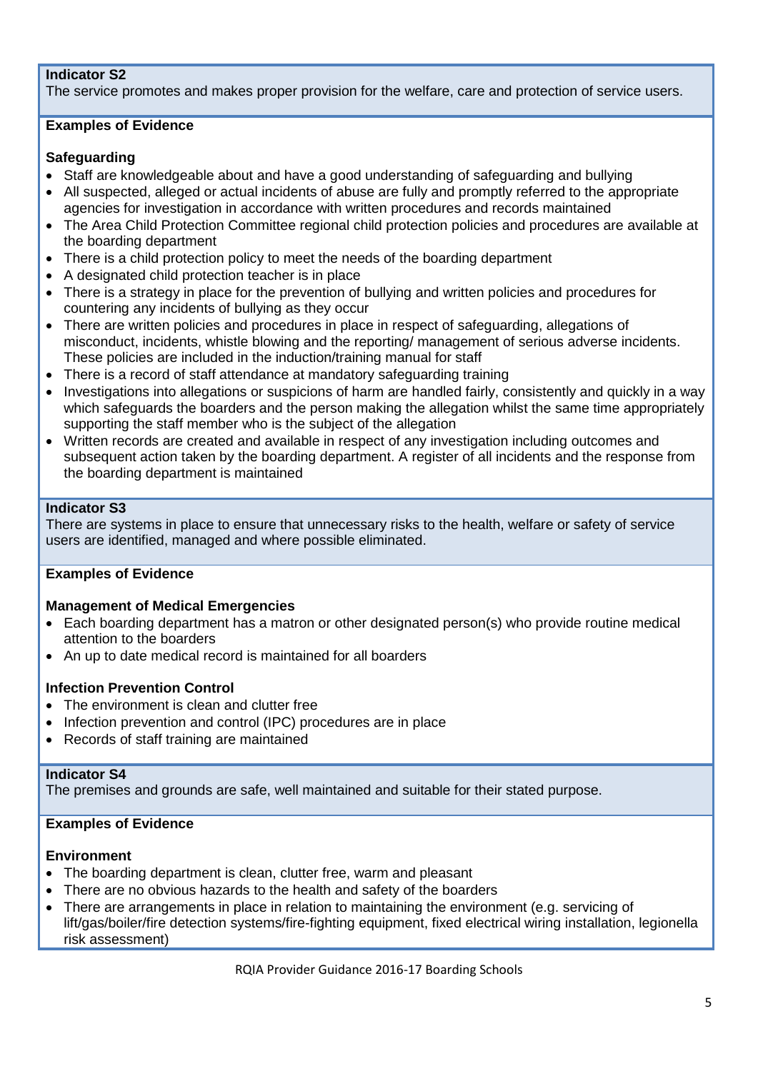**Indicator S2**
The service promotes and makes proper provision for the welfare, care and protection of service users.

**Examples of Evidence**

**Safeguarding**

- Staff are knowledgeable about and have a good understanding of safeguarding and bullying
- All suspected, alleged or actual incidents of abuse are fully and promptly referred to the appropriate agencies for investigation in accordance with written procedures and records maintained
- The Area Child Protection Committee regional child protection policies and procedures are available at the boarding department
- There is a child protection policy to meet the needs of the boarding department
- A designated child protection teacher is in place
- There is a strategy in place for the prevention of bullying and written policies and procedures for countering any incidents of bullying as they occur
- There are written policies and procedures in place in respect of safeguarding, allegations of misconduct, incidents, whistle blowing and the reporting/ management of serious adverse incidents. These policies are included in the induction/training manual for staff
- There is a record of staff attendance at mandatory safeguarding training
- Investigations into allegations or suspicions of harm are handled fairly, consistently and quickly in a way which safeguards the boarders and the person making the allegation whilst the same time appropriately supporting the staff member who is the subject of the allegation
- Written records are created and available in respect of any investigation including outcomes and subsequent action taken by the boarding department. A register of all incidents and the response from the boarding department is maintained

**Indicator S3**
There are systems in place to ensure that unnecessary risks to the health, welfare or safety of service users are identified, managed and where possible eliminated.

**Examples of Evidence**

**Management of Medical Emergencies**

- Each boarding department has a matron or other designated person(s) who provide routine medical attention to the boarders
- An up to date medical record is maintained for all boarders

**Infection Prevention Control**

- The environment is clean and clutter free
- Infection prevention and control (IPC) procedures are in place
- Records of staff training are maintained

**Indicator S4**
The premises and grounds are safe, well maintained and suitable for their stated purpose.

**Examples of Evidence**

**Environment**

- The boarding department is clean, clutter free, warm and pleasant
- There are no obvious hazards to the health and safety of the boarders
- There are arrangements in place in relation to maintaining the environment (e.g. servicing of lift/gas/boiler/fire detection systems/fire-fighting equipment, fixed electrical wiring installation, legionella risk assessment)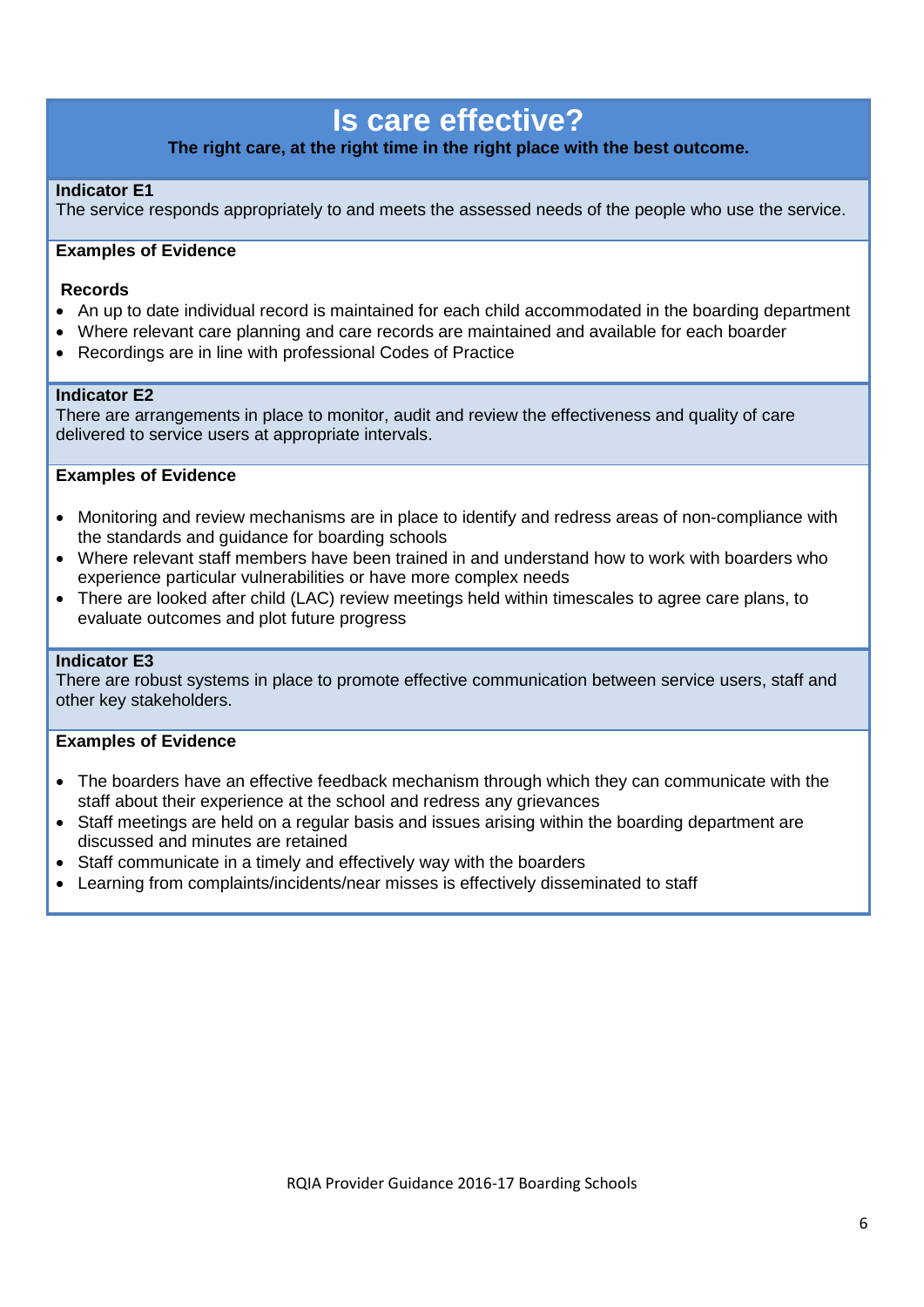# Is care effective?

**The right care, at the right time in the right place with the best outcome.**

**Indicator E1**
The service responds appropriately to and meets the assessed needs of the people who use the service.

**Examples of Evidence**

**Records**

- An up to date individual record is maintained for each child accommodated in the boarding department
- Where relevant care planning and care records are maintained and available for each boarder
- Recordings are in line with professional Codes of Practice

**Indicator E2**
There are arrangements in place to monitor, audit and review the effectiveness and quality of care delivered to service users at appropriate intervals.

**Examples of Evidence**

- Monitoring and review mechanisms are in place to identify and redress areas of non-compliance with the standards and guidance for boarding schools
- Where relevant staff members have been trained in and understand how to work with boarders who experience particular vulnerabilities or have more complex needs
- There are looked after child (LAC) review meetings held within timescales to agree care plans, to evaluate outcomes and plot future progress

**Indicator E3**
There are robust systems in place to promote effective communication between service users, staff and other key stakeholders.

**Examples of Evidence**

- The boarders have an effective feedback mechanism through which they can communicate with the staff about their experience at the school and redress any grievances
- Staff meetings are held on a regular basis and issues arising within the boarding department are discussed and minutes are retained
- Staff communicate in a timely and effectively way with the boarders
- Learning from complaints/incidents/near misses is effectively disseminated to staff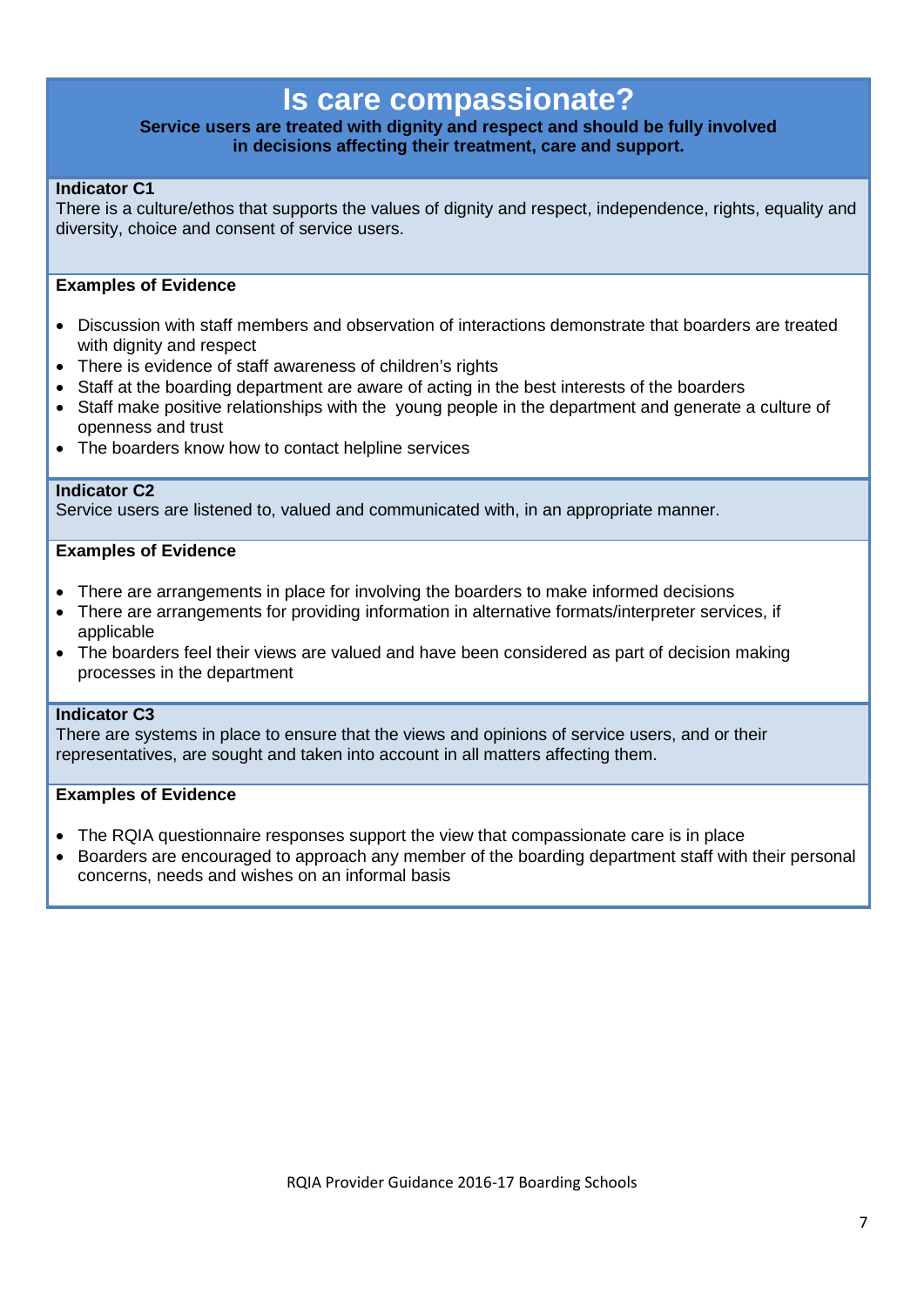# Is care compassionate?

**Service users are treated with dignity and respect and should be fully involved in decisions affecting their treatment, care and support.**

**Indicator C1**

There is a culture/ethos that supports the values of dignity and respect, independence, rights, equality and diversity, choice and consent of service users.

**Examples of Evidence**

- Discussion with staff members and observation of interactions demonstrate that boarders are treated with dignity and respect
- There is evidence of staff awareness of children's rights
- Staff at the boarding department are aware of acting in the best interests of the boarders
- Staff make positive relationships with the young people in the department and generate a culture of openness and trust
- The boarders know how to contact helpline services

**Indicator C2**

Service users are listened to, valued and communicated with, in an appropriate manner.

**Examples of Evidence**

- There are arrangements in place for involving the boarders to make informed decisions
- There are arrangements for providing information in alternative formats/interpreter services, if applicable
- The boarders feel their views are valued and have been considered as part of decision making processes in the department

**Indicator C3**

There are systems in place to ensure that the views and opinions of service users, and or their representatives, are sought and taken into account in all matters affecting them.

**Examples of Evidence**

- The RQIA questionnaire responses support the view that compassionate care is in place
- Boarders are encouraged to approach any member of the boarding department staff with their personal concerns, needs and wishes on an informal basis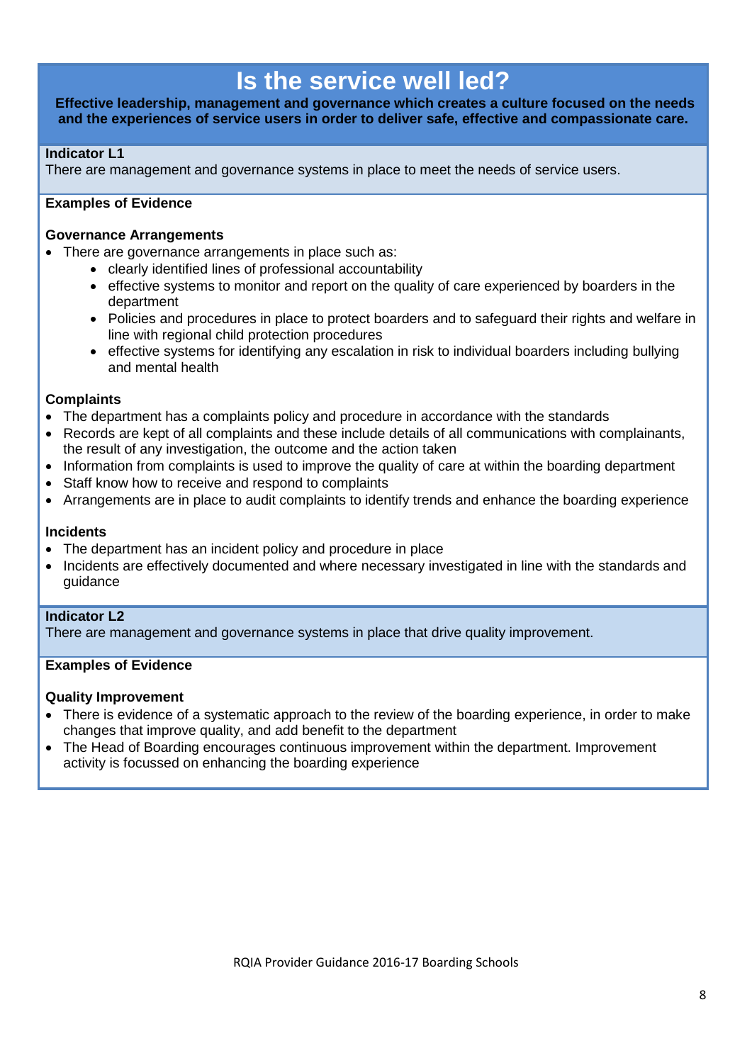# Is the service well led?

**Effective leadership, management and governance which creates a culture focused on the needs and the experiences of service users in order to deliver safe, effective and compassionate care.**

**Indicator L1**

There are management and governance systems in place to meet the needs of service users.

**Examples of Evidence**

**Governance Arrangements**

- There are governance arrangements in place such as:
  - clearly identified lines of professional accountability
  - effective systems to monitor and report on the quality of care experienced by boarders in the department
  - Policies and procedures in place to protect boarders and to safeguard their rights and welfare in line with regional child protection procedures
  - effective systems for identifying any escalation in risk to individual boarders including bullying and mental health

**Complaints**

- The department has a complaints policy and procedure in accordance with the standards
- Records are kept of all complaints and these include details of all communications with complainants, the result of any investigation, the outcome and the action taken
- Information from complaints is used to improve the quality of care at within the boarding department
- Staff know how to receive and respond to complaints
- Arrangements are in place to audit complaints to identify trends and enhance the boarding experience

**Incidents**

- The department has an incident policy and procedure in place
- Incidents are effectively documented and where necessary investigated in line with the standards and guidance

**Indicator L2**

There are management and governance systems in place that drive quality improvement.

**Examples of Evidence**

**Quality Improvement**

- There is evidence of a systematic approach to the review of the boarding experience, in order to make changes that improve quality, and add benefit to the department
- The Head of Boarding encourages continuous improvement within the department. Improvement activity is focussed on enhancing the boarding experience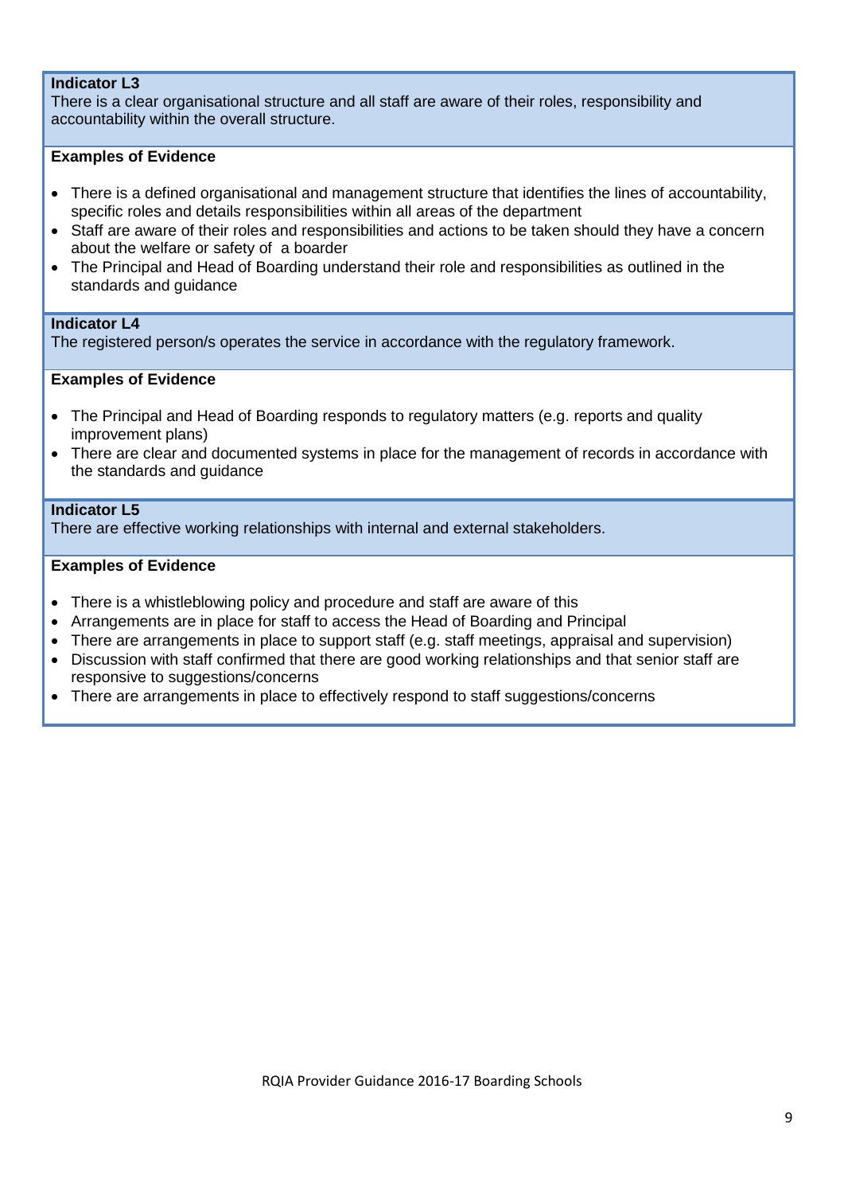**Indicator L3**
There is a clear organisational structure and all staff are aware of their roles, responsibility and accountability within the overall structure.

**Examples of Evidence**

- There is a defined organisational and management structure that identifies the lines of accountability, specific roles and details responsibilities within all areas of the department
- Staff are aware of their roles and responsibilities and actions to be taken should they have a concern about the welfare or safety of a boarder
- The Principal and Head of Boarding understand their role and responsibilities as outlined in the standards and guidance

**Indicator L4**
The registered person/s operates the service in accordance with the regulatory framework.

**Examples of Evidence**

- The Principal and Head of Boarding responds to regulatory matters (e.g. reports and quality improvement plans)
- There are clear and documented systems in place for the management of records in accordance with the standards and guidance

**Indicator L5**
There are effective working relationships with internal and external stakeholders.

**Examples of Evidence**

- There is a whistleblowing policy and procedure and staff are aware of this
- Arrangements are in place for staff to access the Head of Boarding and Principal
- There are arrangements in place to support staff (e.g. staff meetings, appraisal and supervision)
- Discussion with staff confirmed that there are good working relationships and that senior staff are responsive to suggestions/concerns
- There are arrangements in place to effectively respond to staff suggestions/concerns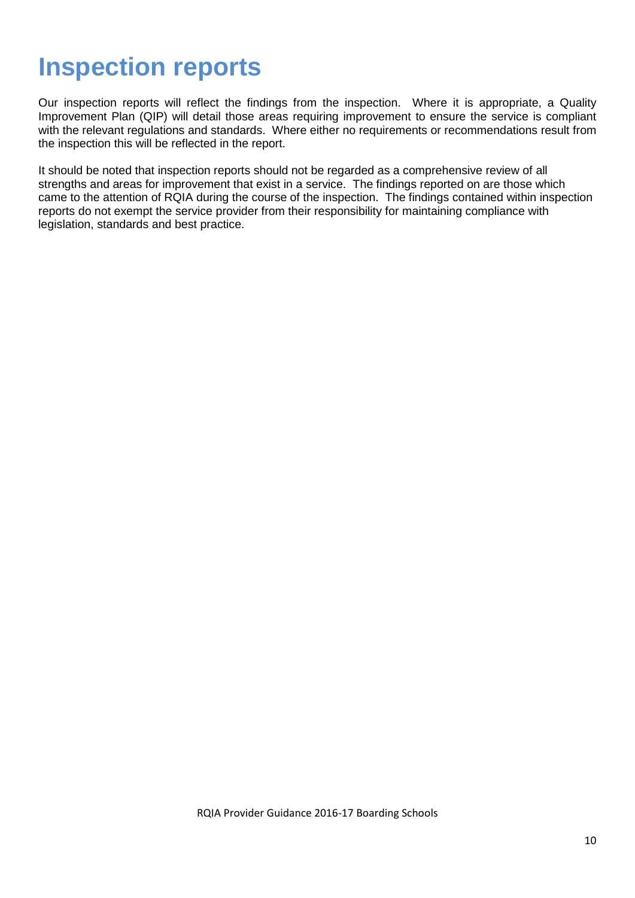# Inspection reports

Our inspection reports will reflect the findings from the inspection. Where it is appropriate, a Quality Improvement Plan (QIP) will detail those areas requiring improvement to ensure the service is compliant with the relevant regulations and standards. Where either no requirements or recommendations result from the inspection this will be reflected in the report.

It should be noted that inspection reports should not be regarded as a comprehensive review of all strengths and areas for improvement that exist in a service. The findings reported on are those which came to the attention of RQIA during the course of the inspection. The findings contained within inspection reports do not exempt the service provider from their responsibility for maintaining compliance with legislation, standards and best practice.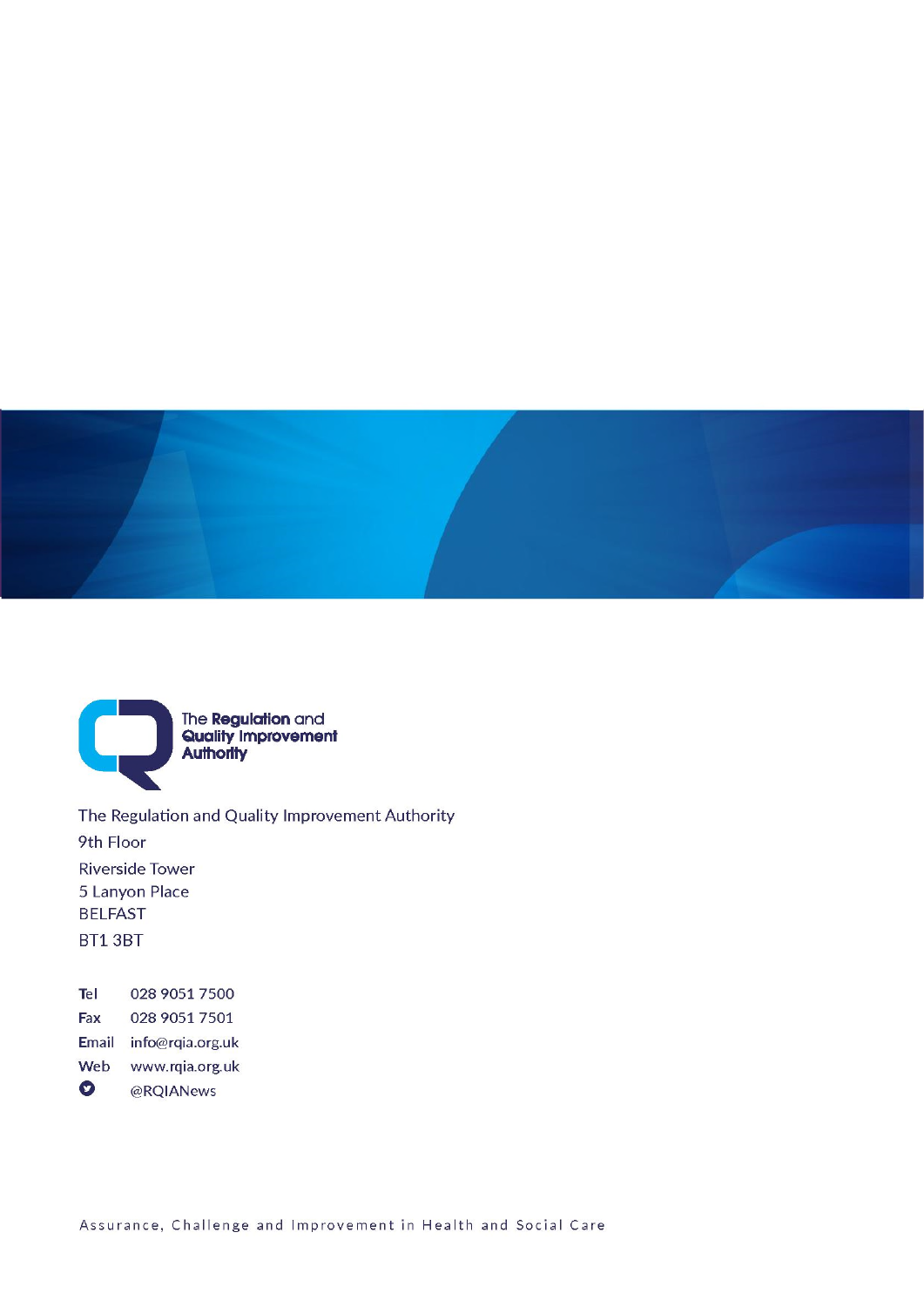The Regulation and Quality Improvement Authority

The Regulation and Quality Improvement Authority
9th Floor
Riverside Tower
5 Lanyon Place
BELFAST
BT1 3BT

| | |
|---|---|
| Tel | 028 9051 7500 |
| Fax | 028 9051 7501 |
| Email | info@rqia.org.uk |
| Web | www.rqia.org.uk |
| | @RQIANews |

Assurance, Challenge and Improvement in Health and Social Care